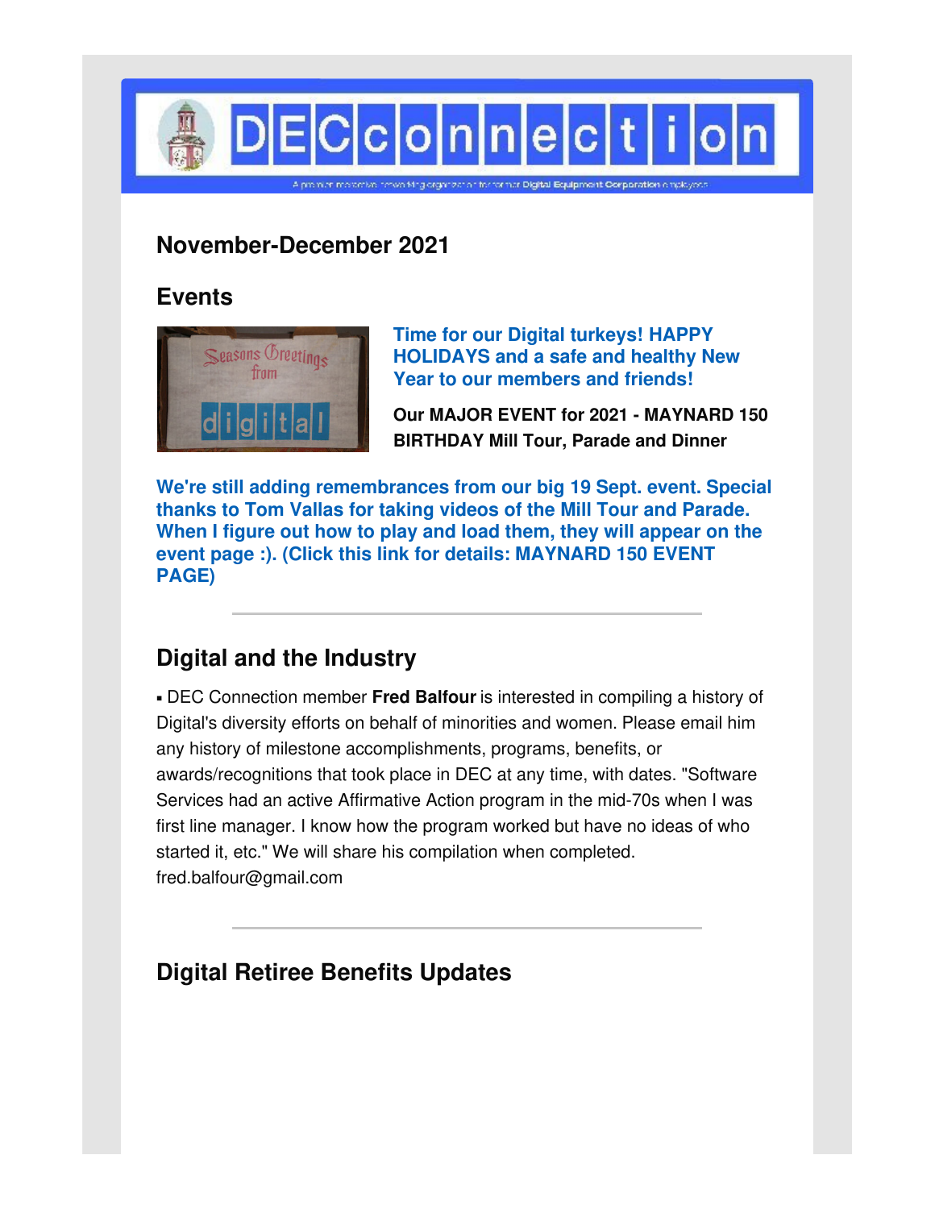# DECconnection

A premier membership networking organization for former Digital Equipment Corporation employees

## November-December 2021

## Events

**Time for our Digital turkeys! HAPPY HOLIDAYS and a safe and healthy New Year to our members and friends!**

**Our MAJOR EVENT for 2021 - MAYNARD 150 BIRTHDAY Mill Tour, Parade and Dinner**

**We're still adding remembrances from our big 19 Sept. event. Special thanks to Tom Vallas for taking videos of the Mill Tour and Parade. When I figure out how to play and load them, they will appear on the event page :). (Click this link for details: MAYNARD 150 EVENT PAGE)**

---

## Digital and the Industry

- DEC Connection member **Fred Balfour** is interested in compiling a history of Digital's diversity efforts on behalf of minorities and women. Please email him any history of milestone accomplishments, programs, benefits, or awards/recognitions that took place in DEC at any time, with dates. "Software Services had an active Affirmative Action program in the mid-70s when I was first line manager. I know how the program worked but have no ideas of who started it, etc." We will share his compilation when completed. fred.balfour@gmail.com

---

## Digital Retiree Benefits Updates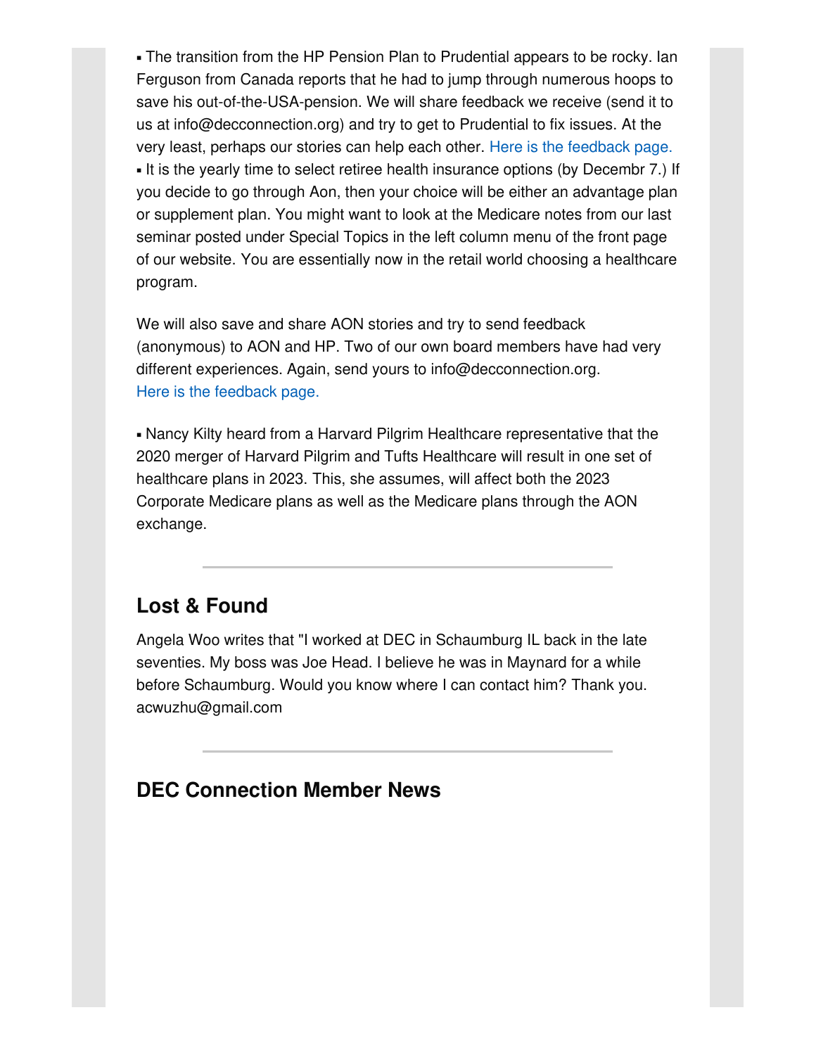▪ The transition from the HP Pension Plan to Prudential appears to be rocky. Ian Ferguson from Canada reports that he had to jump through numerous hoops to save his out-of-the-USA-pension. We will share feedback we receive (send it to us at info@decconnection.org) and try to get to Prudential to fix issues. At the very least, perhaps our stories can help each other. Here is the feedback page.
▪ It is the yearly time to select retiree health insurance options (by Decembr 7.) If you decide to go through Aon, then your choice will be either an advantage plan or supplement plan. You might want to look at the Medicare notes from our last seminar posted under Special Topics in the left column menu of the front page of our website. You are essentially now in the retail world choosing a healthcare program.

We will also save and share AON stories and try to send feedback (anonymous) to AON and HP. Two of our own board members have had very different experiences. Again, send yours to info@decconnection.org.
Here is the feedback page.

▪ Nancy Kilty heard from a Harvard Pilgrim Healthcare representative that the 2020 merger of Harvard Pilgrim and Tufts Healthcare will result in one set of healthcare plans in 2023. This, she assumes, will affect both the 2023 Corporate Medicare plans as well as the Medicare plans through the AON exchange.

---

## Lost & Found

Angela Woo writes that "I worked at DEC in Schaumburg IL back in the late seventies. My boss was Joe Head. I believe he was in Maynard for a while before Schaumburg. Would you know where I can contact him? Thank you. acwuzhu@gmail.com

---

## DEC Connection Member News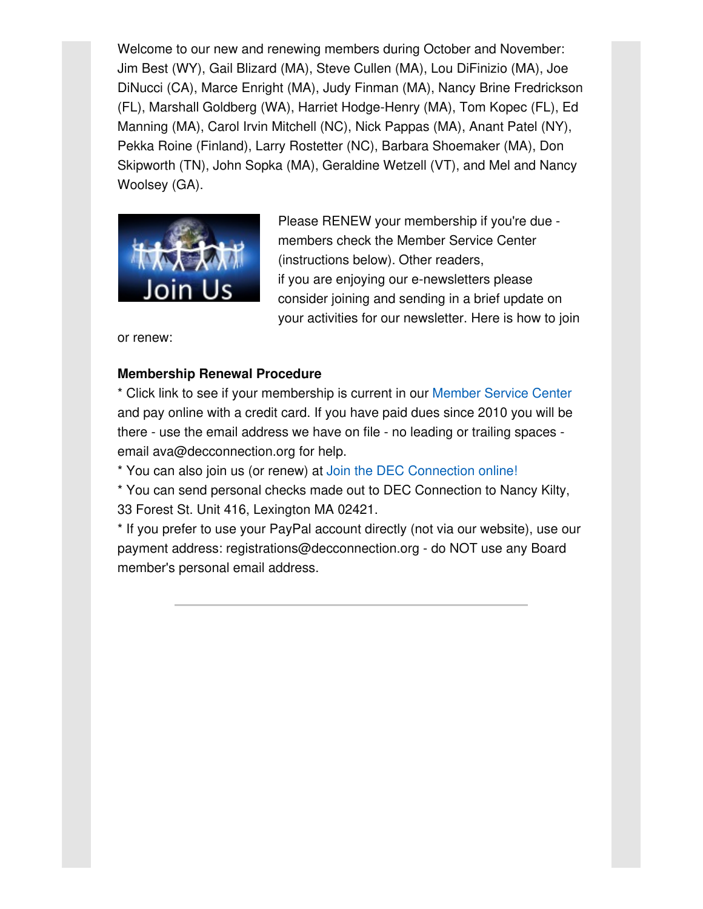Welcome to our new and renewing members during October and November: Jim Best (WY), Gail Blizard (MA), Steve Cullen (MA), Lou DiFinizio (MA), Joe DiNucci (CA), Marce Enright (MA), Judy Finman (MA), Nancy Brine Fredrickson (FL), Marshall Goldberg (WA), Harriet Hodge-Henry (MA), Tom Kopec (FL), Ed Manning (MA), Carol Irvin Mitchell (NC), Nick Pappas (MA), Anant Patel (NY), Pekka Roine (Finland), Larry Rostetter (NC), Barbara Shoemaker (MA), Don Skipworth (TN), John Sopka (MA), Geraldine Wetzell (VT), and Mel and Nancy Woolsey (GA).

Please RENEW your membership if you're due - members check the Member Service Center (instructions below). Other readers, if you are enjoying our e-newsletters please consider joining and sending in a brief update on your activities for our newsletter. Here is how to join or renew:

**Membership Renewal Procedure**

* Click link to see if your membership is current in our Member Service Center and pay online with a credit card. If you have paid dues since 2010 you will be there - use the email address we have on file - no leading or trailing spaces - email ava@decconnection.org for help.

* You can also join us (or renew) at Join the DEC Connection online!

* You can send personal checks made out to DEC Connection to Nancy Kilty, 33 Forest St. Unit 416, Lexington MA 02421.

* If you prefer to use your PayPal account directly (not via our website), use our payment address: registrations@decconnection.org - do NOT use any Board member's personal email address.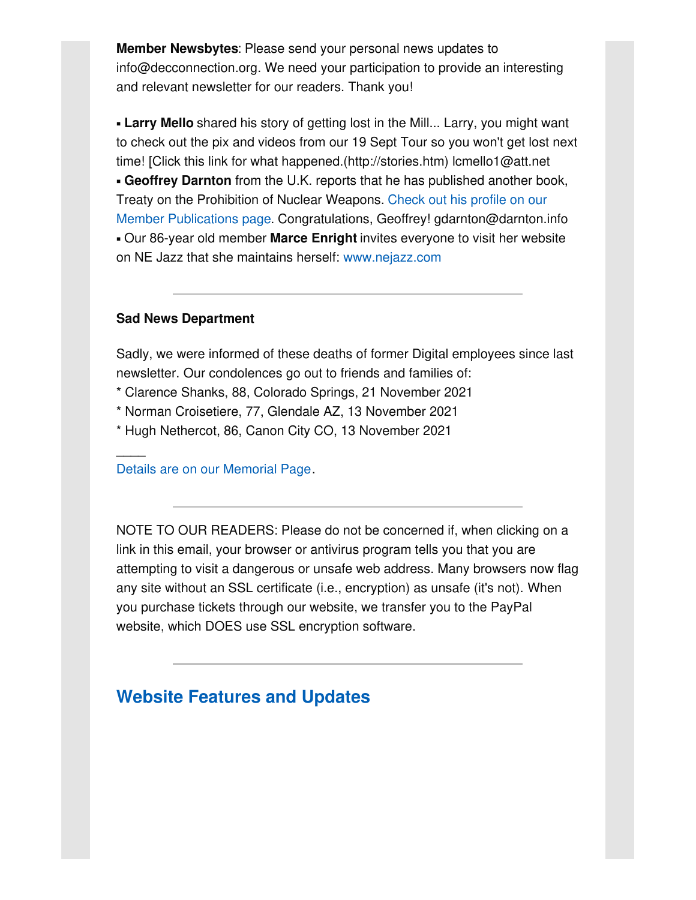**Member Newsbytes**: Please send your personal news updates to info@decconnection.org. We need your participation to provide an interesting and relevant newsletter for our readers. Thank you!

- **Larry Mello** shared his story of getting lost in the Mill... Larry, you might want to check out the pix and videos from our 19 Sept Tour so you won't get lost next time! [Click this link for what happened.(http://stories.htm) lcmello1@att.net
- **Geoffrey Darnton** from the U.K. reports that he has published another book, Treaty on the Prohibition of Nuclear Weapons. Check out his profile on our Member Publications page. Congratulations, Geoffrey! gdarnton@darnton.info
- Our 86-year old member **Marce Enright** invites everyone to visit her website on NE Jazz that she maintains herself: www.nejazz.com

---

**Sad News Department**

Sadly, we were informed of these deaths of former Digital employees since last newsletter. Our condolences go out to friends and families of:

* Clarence Shanks, 88, Colorado Springs, 21 November 2021
* Norman Croisetiere, 77, Glendale AZ, 13 November 2021
* Hugh Nethercot, 86, Canon City CO, 13 November 2021

____
Details are on our Memorial Page.

---

NOTE TO OUR READERS: Please do not be concerned if, when clicking on a link in this email, your browser or antivirus program tells you that you are attempting to visit a dangerous or unsafe web address. Many browsers now flag any site without an SSL certificate (i.e., encryption) as unsafe (it's not). When you purchase tickets through our website, we transfer you to the PayPal website, which DOES use SSL encryption software.

---

## Website Features and Updates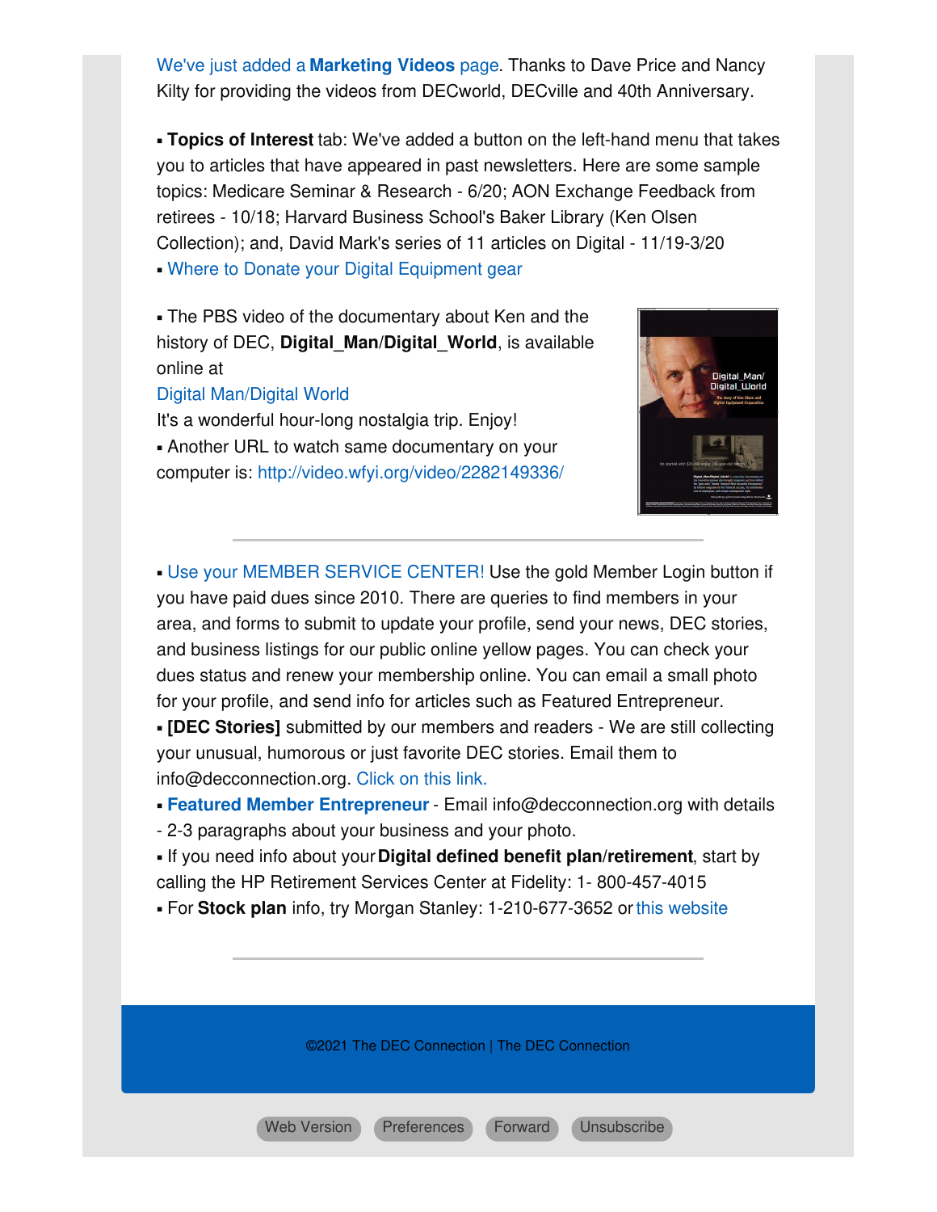We've just added a **Marketing Videos** page. Thanks to Dave Price and Nancy Kilty for providing the videos from DECworld, DECville and 40th Anniversary.

- **Topics of Interest** tab: We've added a button on the left-hand menu that takes you to articles that have appeared in past newsletters. Here are some sample topics: Medicare Seminar & Research - 6/20; AON Exchange Feedback from retirees - 10/18; Harvard Business School's Baker Library (Ken Olsen Collection); and, David Mark's series of 11 articles on Digital - 11/19-3/20
- Where to Donate your Digital Equipment gear

- The PBS video of the documentary about Ken and the history of DEC, **Digital_Man/Digital_World**, is available online at
Digital Man/Digital World
It's a wonderful hour-long nostalgia trip. Enjoy!
- Another URL to watch same documentary on your computer is: http://video.wfyi.org/video/2282149336/

---

- Use your MEMBER SERVICE CENTER! Use the gold Member Login button if you have paid dues since 2010. There are queries to find members in your area, and forms to submit to update your profile, send your news, DEC stories, and business listings for our public online yellow pages. You can check your dues status and renew your membership online. You can email a small photo for your profile, and send info for articles such as Featured Entrepreneur.
- **[DEC Stories]** submitted by our members and readers - We are still collecting your unusual, humorous or just favorite DEC stories. Email them to info@decconnection.org. Click on this link.
- **Featured Member Entrepreneur** - Email info@decconnection.org with details - 2-3 paragraphs about your business and your photo.
- If you need info about your **Digital defined benefit plan/retirement**, start by calling the HP Retirement Services Center at Fidelity: 1- 800-457-4015
- For **Stock plan** info, try Morgan Stanley: 1-210-677-3652 or this website

---

©2021 The DEC Connection | The DEC Connection

Web Version | Preferences | Forward | Unsubscribe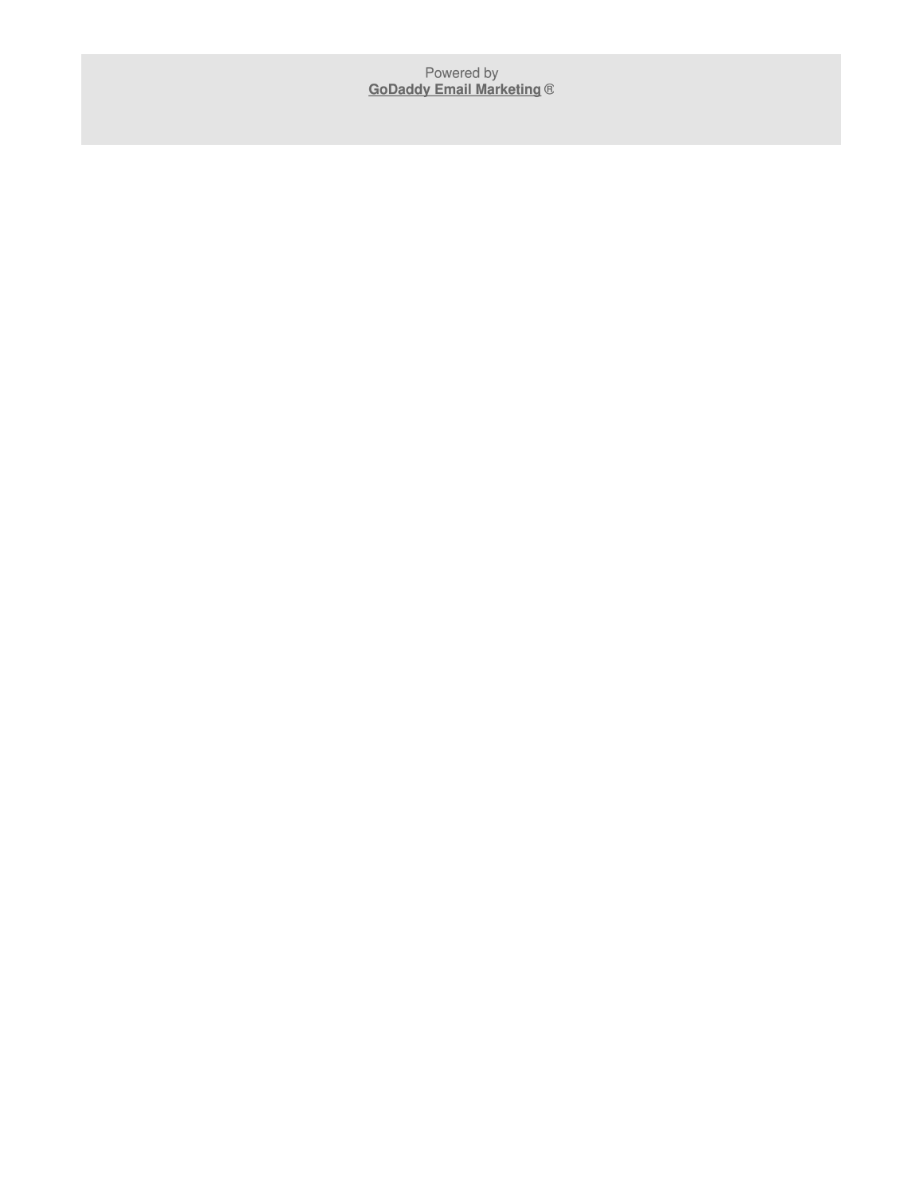Powered by
**GoDaddy Email Marketing** ®